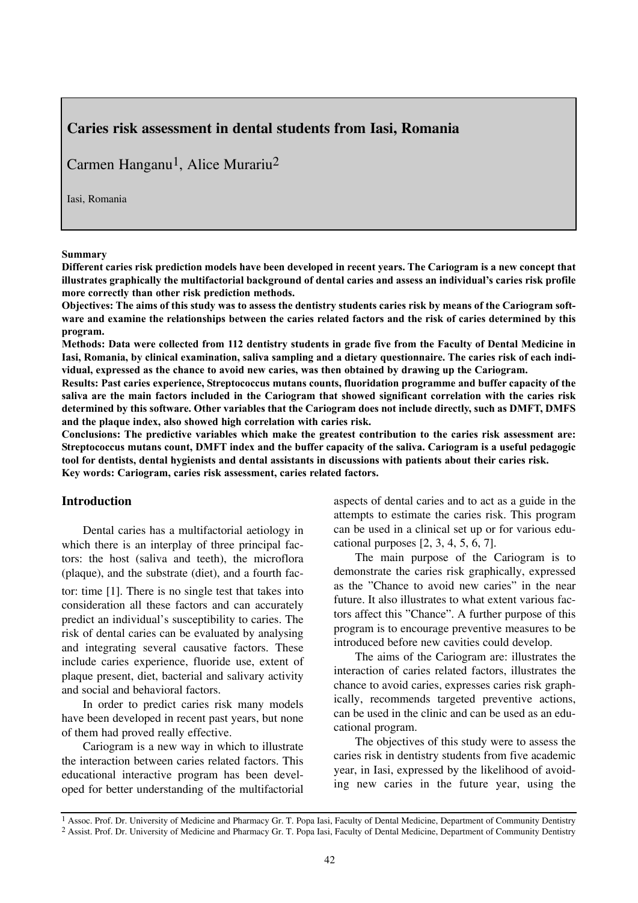# Caries risk assessment in dental students from Iasi, Romania

Carmen Hanganu[1], Alice Murariu[2]

Iasi, Romania

**Summary**

**Different caries risk prediction models have been developed in recent years. The Cariogram is a new concept that illustrates graphically the multifactorial background of dental caries and assess an individual's caries risk profile more correctly than other risk prediction methods.**

**Objectives: The aims of this study was to assess the dentistry students caries risk by means of the Cariogram software and examine the relationships between the caries related factors and the risk of caries determined by this program.**

**Methods: Data were collected from 112 dentistry students in grade five from the Faculty of Dental Medicine in Iasi, Romania, by clinical examination, saliva sampling and a dietary questionnaire. The caries risk of each individual, expressed as the chance to avoid new caries, was then obtained by drawing up the Cariogram.**

**Results: Past caries experience, Streptococcus mutans counts, fluoridation programme and buffer capacity of the saliva are the main factors included in the Cariogram that showed significant correlation with the caries risk determined by this software. Other variables that the Cariogram does not include directly, such as DMFT, DMFS and the plaque index, also showed high correlation with caries risk.**

**Conclusions: The predictive variables which make the greatest contribution to the caries risk assessment are: Streptococcus mutans count, DMFT index and the buffer capacity of the saliva. Cariogram is a useful pedagogic tool for dentists, dental hygienists and dental assistants in discussions with patients about their caries risk.**

**Key words: Cariogram, caries risk assessment, caries related factors.**

## Introduction

Dental caries has a multifactorial aetiology in which there is an interplay of three principal factors: the host (saliva and teeth), the microflora (plaque), and the substrate (diet), and a fourth factor: time [1]. There is no single test that takes into consideration all these factors and can accurately predict an individual's susceptibility to caries. The risk of dental caries can be evaluated by analysing and integrating several causative factors. These include caries experience, fluoride use, extent of plaque present, diet, bacterial and salivary activity and social and behavioral factors.

In order to predict caries risk many models have been developed in recent past years, but none of them had proved really effective.

Cariogram is a new way in which to illustrate the interaction between caries related factors. This educational interactive program has been developed for better understanding of the multifactorial aspects of dental caries and to act as a guide in the attempts to estimate the caries risk. This program can be used in a clinical set up or for various educational purposes [2, 3, 4, 5, 6, 7].

The main purpose of the Cariogram is to demonstrate the caries risk graphically, expressed as the "Chance to avoid new caries" in the near future. It also illustrates to what extent various factors affect this "Chance". A further purpose of this program is to encourage preventive measures to be introduced before new cavities could develop.

The aims of the Cariogram are: illustrates the interaction of caries related factors, illustrates the chance to avoid caries, expresses caries risk graphically, recommends targeted preventive actions, can be used in the clinic and can be used as an educational program.

The objectives of this study were to assess the caries risk in dentistry students from five academic year, in Iasi, expressed by the likelihood of avoiding new caries in the future year, using the

[1] Assoc. Prof. Dr. University of Medicine and Pharmacy Gr. T. Popa Iasi, Faculty of Dental Medicine, Department of Community Dentistry

[2] Assist. Prof. Dr. University of Medicine and Pharmacy Gr. T. Popa Iasi, Faculty of Dental Medicine, Department of Community Dentistry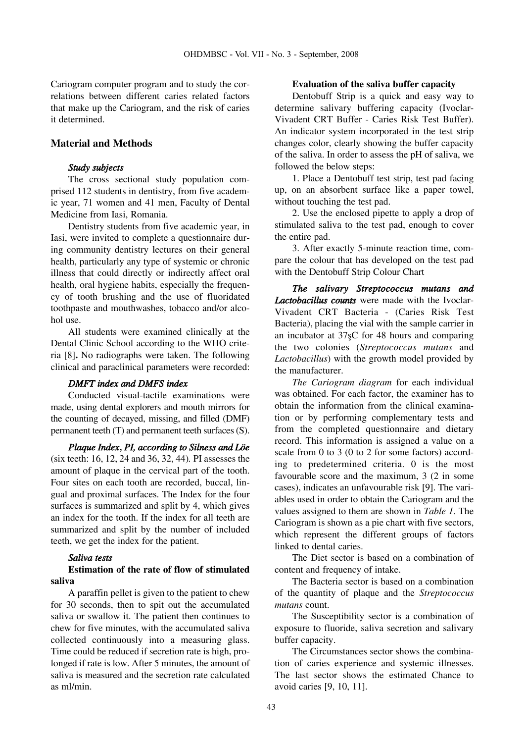Cariogram computer program and to study the correlations between different caries related factors that make up the Cariogram, and the risk of caries it determined.

## Material and Methods

### *Study subjects*

The cross sectional study population comprised 112 students in dentistry, from five academic year, 71 women and 41 men, Faculty of Dental Medicine from Iasi, Romania.

Dentistry students from five academic year, in Iasi, were invited to complete a questionnaire during community dentistry lectures on their general health, particularly any type of systemic or chronic illness that could directly or indirectly affect oral health, oral hygiene habits, especially the frequency of tooth brushing and the use of fluoridated toothpaste and mouthwashes, tobacco and/or alcohol use.

All students were examined clinically at the Dental Clinic School according to the WHO criteria [8]**.** No radiographs were taken. The following clinical and paraclinical parameters were recorded:

### *DMFT index and DMFS index*

Conducted visual-tactile examinations were made, using dental explorers and mouth mirrors for the counting of decayed, missing, and filled (DMF) permanent teeth (T) and permanent teeth surfaces (S).

***Plaque Index, PI, according to Silness and Löe*** (six teeth: 16, 12, 24 and 36, 32, 44). PI assesses the amount of plaque in the cervical part of the tooth. Four sites on each tooth are recorded, buccal, lingual and proximal surfaces. The Index for the four surfaces is summarized and split by 4, which gives an index for the tooth. If the index for all teeth are summarized and split by the number of included teeth, we get the index for the patient.

### *Saliva tests*

**Estimation of the rate of flow of stimulated saliva**

A paraffin pellet is given to the patient to chew for 30 seconds, then to spit out the accumulated saliva or swallow it. The patient then continues to chew for five minutes, with the accumulated saliva collected continuously into a measuring glass. Time could be reduced if secretion rate is high, prolonged if rate is low. After 5 minutes, the amount of saliva is measured and the secretion rate calculated as ml/min.

**Evaluation of the saliva buffer capacity**

Dentobuff Strip is a quick and easy way to determine salivary buffering capacity (Ivoclar-Vivadent CRT Buffer - Caries Risk Test Buffer). An indicator system incorporated in the test strip changes color, clearly showing the buffer capacity of the saliva. In order to assess the pH of saliva, we followed the below steps:

1. Place a Dentobuff test strip, test pad facing up, on an absorbent surface like a paper towel, without touching the test pad.

2. Use the enclosed pipette to apply a drop of stimulated saliva to the test pad, enough to cover the entire pad.

3. After exactly 5-minute reaction time, compare the colour that has developed on the test pad with the Dentobuff Strip Colour Chart

***The salivary Streptococcus mutans and Lactobacillus counts*** were made with the Ivoclar-Vivadent CRT Bacteria - (Caries Risk Test Bacteria), placing the vial with the sample carrier in an incubator at 37şC for 48 hours and comparing the two colonies (*Streptococcus mutans* and *Lactobacillus*) with the growth model provided by the manufacturer.

*The Cariogram diagram* for each individual was obtained. For each factor, the examiner has to obtain the information from the clinical examination or by performing complementary tests and from the completed questionnaire and dietary record. This information is assigned a value on a scale from 0 to 3 (0 to 2 for some factors) according to predetermined criteria. 0 is the most favourable score and the maximum, 3 (2 in some cases), indicates an unfavourable risk [9]. The variables used in order to obtain the Cariogram and the values assigned to them are shown in *Table 1*. The Cariogram is shown as a pie chart with five sectors, which represent the different groups of factors linked to dental caries.

The Diet sector is based on a combination of content and frequency of intake.

The Bacteria sector is based on a combination of the quantity of plaque and the *Streptococcus mutans* count.

The Susceptibility sector is a combination of exposure to fluoride, saliva secretion and salivary buffer capacity.

The Circumstances sector shows the combination of caries experience and systemic illnesses. The last sector shows the estimated Chance to avoid caries [9, 10, 11].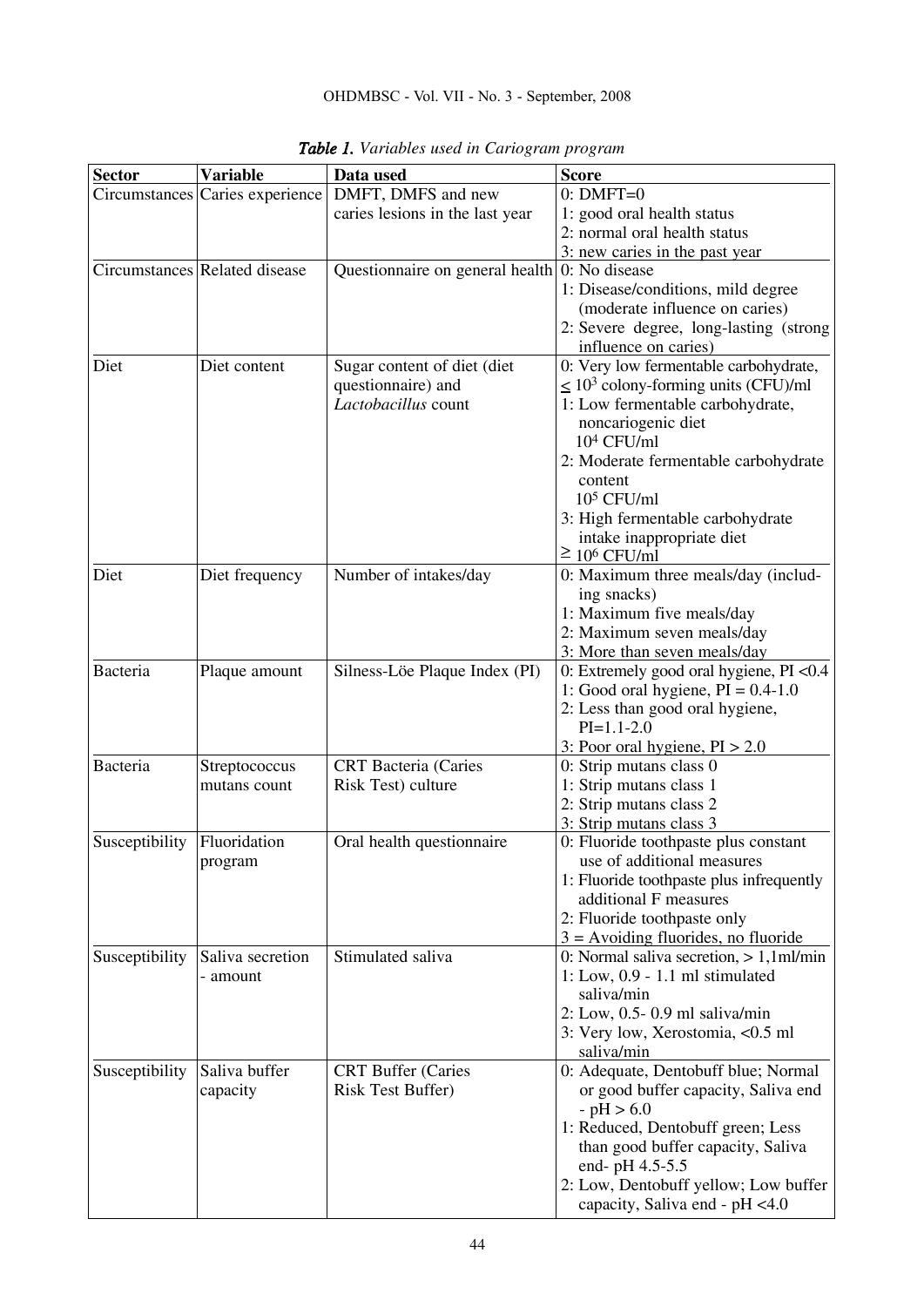*Table 1. Variables used in Cariogram program*

| Sector | Variable | Data used | Score |
|---|---|---|---|
| Circumstances | Caries experience | DMFT, DMFS and new caries lesions in the last year | 0: DMFT=0<br>1: good oral health status<br>2: normal oral health status<br>3: new caries in the past year |
| Circumstances | Related disease | Questionnaire on general health | 0: No disease<br>1: Disease/conditions, mild degree (moderate influence on caries)<br>2: Severe degree, long-lasting (strong influence on caries) |
| Diet | Diet content | Sugar content of diet (diet questionnaire) and *Lactobacillus* count | 0: Very low fermentable carbohydrate, $\leq 10^3$ colony-forming units (CFU)/ml<br>1: Low fermentable carbohydrate, noncariogenic diet $10^4$ CFU/ml<br>2: Moderate fermentable carbohydrate content $10^5$ CFU/ml<br>3: High fermentable carbohydrate intake inappropriate diet $\geq 10^6$ CFU/ml |
| Diet | Diet frequency | Number of intakes/day | 0: Maximum three meals/day (including snacks)<br>1: Maximum five meals/day<br>2: Maximum seven meals/day<br>3: More than seven meals/day |
| Bacteria | Plaque amount | Silness-Löe Plaque Index (PI) | 0: Extremely good oral hygiene, PI <0.4<br>1: Good oral hygiene, PI = 0.4-1.0<br>2: Less than good oral hygiene, PI=1.1-2.0<br>3: Poor oral hygiene, PI > 2.0 |
| Bacteria | Streptococcus mutans count | CRT Bacteria (Caries Risk Test) culture | 0: Strip mutans class 0<br>1: Strip mutans class 1<br>2: Strip mutans class 2<br>3: Strip mutans class 3 |
| Susceptibility | Fluoridation program | Oral health questionnaire | 0: Fluoride toothpaste plus constant use of additional measures<br>1: Fluoride toothpaste plus infrequently additional F measures<br>2: Fluoride toothpaste only<br>3 = Avoiding fluorides, no fluoride |
| Susceptibility | Saliva secretion - amount | Stimulated saliva | 0: Normal saliva secretion, > 1,1ml/min<br>1: Low, 0.9 - 1.1 ml stimulated saliva/min<br>2: Low, 0.5- 0.9 ml saliva/min<br>3: Very low, Xerostomia, <0.5 ml saliva/min |
| Susceptibility | Saliva buffer capacity | CRT Buffer (Caries Risk Test Buffer) | 0: Adequate, Dentobuff blue; Normal or good buffer capacity, Saliva end - pH > 6.0<br>1: Reduced, Dentobuff green; Less than good buffer capacity, Saliva end- pH 4.5-5.5<br>2: Low, Dentobuff yellow; Low buffer capacity, Saliva end - pH <4.0 |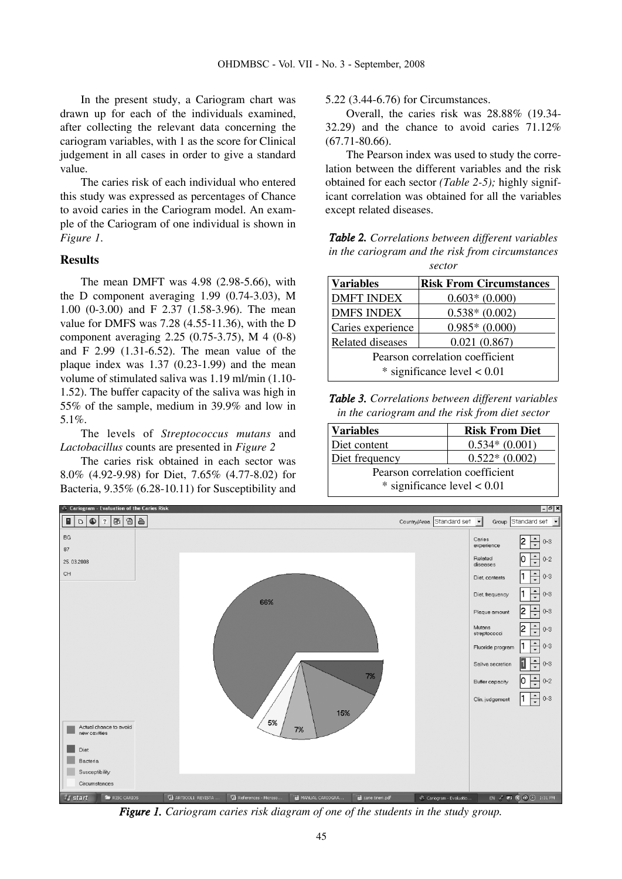In the present study, a Cariogram chart was drawn up for each of the individuals examined, after collecting the relevant data concerning the cariogram variables, with 1 as the score for Clinical judgement in all cases in order to give a standard value.

The caries risk of each individual who entered this study was expressed as percentages of Chance to avoid caries in the Cariogram model. An example of the Cariogram of one individual is shown in *Figure 1*.

## Results

The mean DMFT was 4.98 (2.98-5.66), with the D component averaging 1.99 (0.74-3.03), M 1.00 (0-3.00) and F 2.37 (1.58-3.96). The mean value for DMFS was 7.28 (4.55-11.36), with the D component averaging 2.25 (0.75-3.75), M 4 (0-8) and F 2.99 (1.31-6.52). The mean value of the plaque index was 1.37 (0.23-1.99) and the mean volume of stimulated saliva was 1.19 ml/min (1.10-1.52). The buffer capacity of the saliva was high in 55% of the sample, medium in 39.9% and low in 5.1%.

The levels of *Streptococcus mutans* and *Lactobacillus* counts are presented in *Figure 2*

The caries risk obtained in each sector was 8.0% (4.92-9.98) for Diet, 7.65% (4.77-8.02) for Bacteria, 9.35% (6.28-10.11) for Susceptibility and 5.22 (3.44-6.76) for Circumstances.

Overall, the caries risk was 28.88% (19.34-32.29) and the chance to avoid caries 71.12% (67.71-80.66).

The Pearson index was used to study the correlation between the different variables and the risk obtained for each sector *(Table 2-5);* highly significant correlation was obtained for all the variables except related diseases.

***Table 2.*** *Correlations between different variables in the cariogram and the risk from circumstances sector*

| Variables | Risk From Circumstances |
|---|---|
| DMFT INDEX | 0.603* (0.000) |
| DMFS INDEX | 0.538* (0.002) |
| Caries experience | 0.985* (0.000) |
| Related diseases | 0.021 (0.867) |

Pearson correlation coefficient
* significance level < 0.01

***Table 3.*** *Correlations between different variables in the cariogram and the risk from diet sector*

| Variables | Risk From Diet |
|---|---|
| Diet content | 0.534* (0.001) |
| Diet frequency | 0.522* (0.002) |

Pearson correlation coefficient
* significance level < 0.01

***Figure 1.*** *Cariogram caries risk diagram of one of the students in the study group.*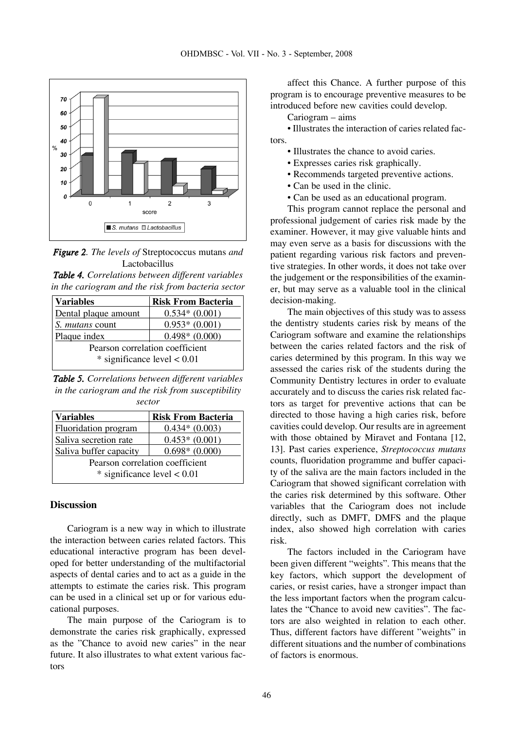*Figure 2. The levels of* Streptococcus mutans *and* Lactobacillus

*Table 4. Correlations between different variables in the cariogram and the risk from bacteria sector*

| Variables | Risk From Bacteria |
|---|---|
| Dental plaque amount | 0.534* (0.001) |
| *S. mutans* count | 0.953* (0.001) |
| Plaque index | 0.498* (0.000) |

Pearson correlation coefficient
* significance level < 0.01

*Table 5. Correlations between different variables in the cariogram and the risk from susceptibility sector*

| Variables | Risk From Bacteria |
|---|---|
| Fluoridation program | 0.434* (0.003) |
| Saliva secretion rate | 0.453* (0.001) |
| Saliva buffer capacity | 0.698* (0.000) |

Pearson correlation coefficient
* significance level < 0.01

## Discussion

Cariogram is a new way in which to illustrate the interaction between caries related factors. This educational interactive program has been developed for better understanding of the multifactorial aspects of dental caries and to act as a guide in the attempts to estimate the caries risk. This program can be used in a clinical set up or for various educational purposes.

The main purpose of the Cariogram is to demonstrate the caries risk graphically, expressed as the "Chance to avoid new caries" in the near future. It also illustrates to what extent various factors affect this Chance. A further purpose of this program is to encourage preventive measures to be introduced before new cavities could develop.

Cariogram – aims

- Illustrates the interaction of caries related factors.
- Illustrates the chance to avoid caries.
- Expresses caries risk graphically.
- Recommends targeted preventive actions.
- Can be used in the clinic.
- Can be used as an educational program.

This program cannot replace the personal and professional judgement of caries risk made by the examiner. However, it may give valuable hints and may even serve as a basis for discussions with the patient regarding various risk factors and preventive strategies. In other words, it does not take over the judgement or the responsibilities of the examiner, but may serve as a valuable tool in the clinical decision-making.

The main objectives of this study was to assess the dentistry students caries risk by means of the Cariogram software and examine the relationships between the caries related factors and the risk of caries determined by this program. In this way we assessed the caries risk of the students during the Community Dentistry lectures in order to evaluate accurately and to discuss the caries risk related factors as target for preventive actions that can be directed to those having a high caries risk, before cavities could develop. Our results are in agreement with those obtained by Miravet and Fontana [12, 13]. Past caries experience, *Streptococcus mutans* counts, fluoridation programme and buffer capacity of the saliva are the main factors included in the Cariogram that showed significant correlation with the caries risk determined by this software. Other variables that the Cariogram does not include directly, such as DMFT, DMFS and the plaque index, also showed high correlation with caries risk.

The factors included in the Cariogram have been given different "weights". This means that the key factors, which support the development of caries, or resist caries, have a stronger impact than the less important factors when the program calculates the "Chance to avoid new cavities". The factors are also weighted in relation to each other. Thus, different factors have different "weights" in different situations and the number of combinations of factors is enormous.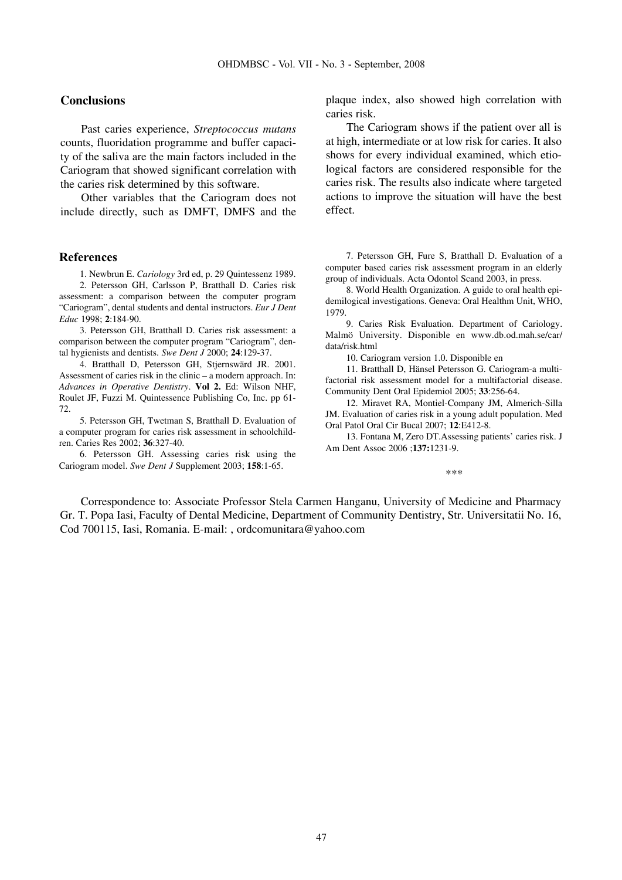## Conclusions

Past caries experience, *Streptococcus mutans* counts, fluoridation programme and buffer capacity of the saliva are the main factors included in the Cariogram that showed significant correlation with the caries risk determined by this software.

Other variables that the Cariogram does not include directly, such as DMFT, DMFS and the plaque index, also showed high correlation with caries risk.

The Cariogram shows if the patient over all is at high, intermediate or at low risk for caries. It also shows for every individual examined, which etiological factors are considered responsible for the caries risk. The results also indicate where targeted actions to improve the situation will have the best effect.

## References

1. Newbrun E. *Cariology* 3rd ed, p. 29 Quintessenz 1989.
2. Petersson GH, Carlsson P, Bratthall D. Caries risk assessment: a comparison between the computer program "Cariogram", dental students and dental instructors. *Eur J Dent Educ* 1998; **2**:184-90.
3. Petersson GH, Bratthall D. Caries risk assessment: a comparison between the computer program "Cariogram", dental hygienists and dentists. *Swe Dent J* 2000; **24**:129-37.
4. Bratthall D, Petersson GH, Stjernswärd JR. 2001. Assessment of caries risk in the clinic – a modern approach. In: *Advances in Operative Dentistry*. **Vol 2.** Ed: Wilson NHF, Roulet JF, Fuzzi M. Quintessence Publishing Co, Inc. pp 61-72.
5. Petersson GH, Twetman S, Bratthall D. Evaluation of a computer program for caries risk assessment in schoolchildren. Caries Res 2002; **36**:327-40.
6. Petersson GH. Assessing caries risk using the Cariogram model. *Swe Dent J* Supplement 2003; **158**:1-65.
7. Petersson GH, Fure S, Bratthall D. Evaluation of a computer based caries risk assessment program in an elderly group of individuals. Acta Odontol Scand 2003, in press.
8. World Health Organization. A guide to oral health epidemilogical investigations. Geneva: Oral Healthm Unit, WHO, 1979.
9. Caries Risk Evaluation. Department of Cariology. Malmö University. Disponible en www.db.od.mah.se/car/data/risk.html
10. Cariogram version 1.0. Disponible en
11. Bratthall D, Hänsel Petersson G. Cariogram-a multifactorial risk assessment model for a multifactorial disease. Community Dent Oral Epidemiol 2005; **33**:256-64.
12. Miravet RA, Montiel-Company JM, Almerich-Silla JM. Evaluation of caries risk in a young adult population. Med Oral Patol Oral Cir Bucal 2007; **12**:E412-8.
13. Fontana M, Zero DT.Assessing patients' caries risk. J Am Dent Assoc 2006 ;**137:**1231-9.

***

Correspondence to: Associate Professor Stela Carmen Hanganu, University of Medicine and Pharmacy Gr. T. Popa Iasi, Faculty of Dental Medicine, Department of Community Dentistry, Str. Universitatii No. 16, Cod 700115, Iasi, Romania. E-mail: , ordcomunitara@yahoo.com